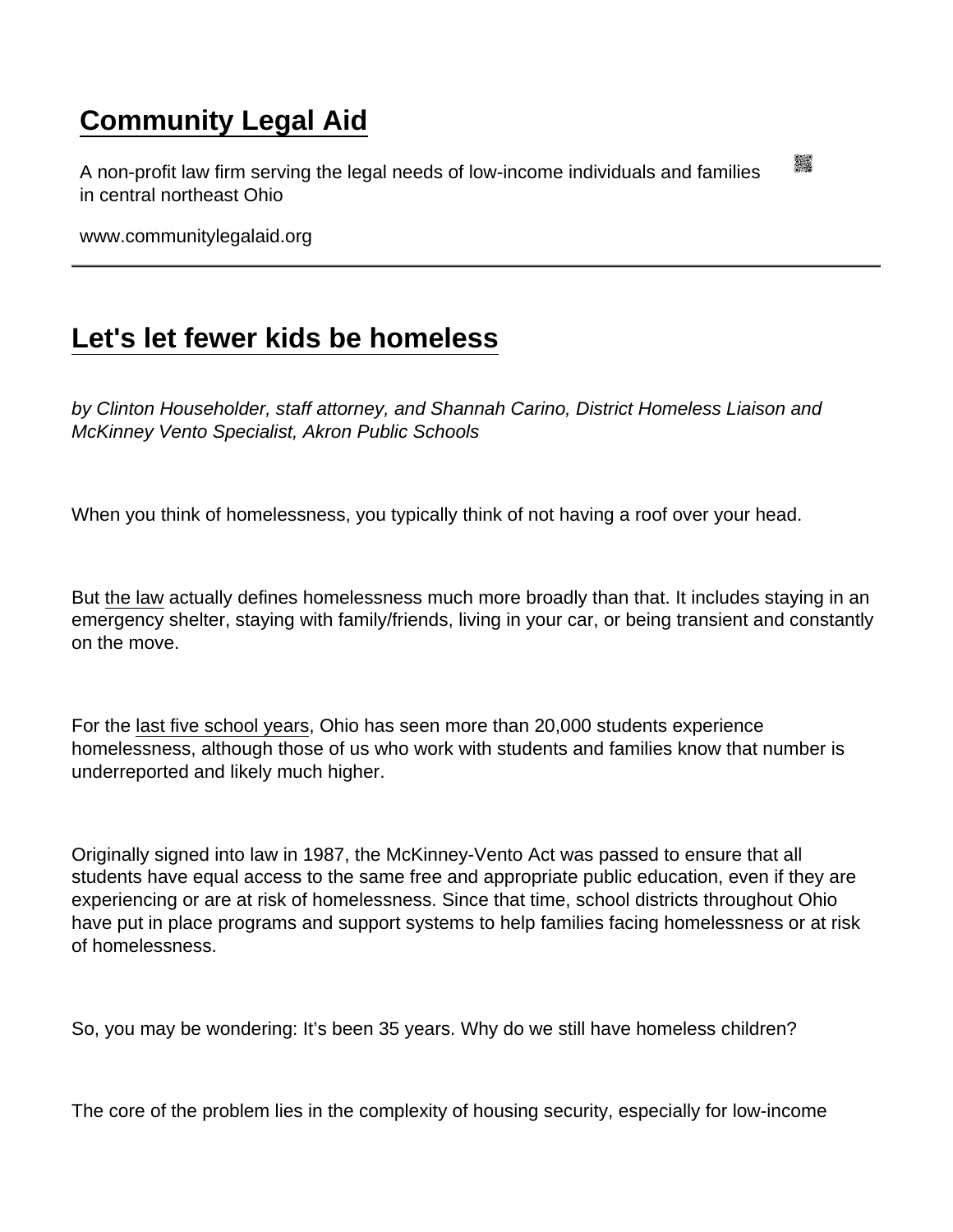# Community Legal Aid

A non-profit law firm serving the legal needs of low-income individuals and families in central northeast Ohio

www.communitylegalaid.org

---

## Let's let fewer kids be homeless

*by Clinton Householder, staff attorney, and Shannah Carino, District Homeless Liaison and McKinney Vento Specialist, Akron Public Schools*

When you think of homelessness, you typically think of not having a roof over your head.

But the law actually defines homelessness much more broadly than that. It includes staying in an emergency shelter, staying with family/friends, living in your car, or being transient and constantly on the move.

For the last five school years, Ohio has seen more than 20,000 students experience homelessness, although those of us who work with students and families know that number is underreported and likely much higher.

Originally signed into law in 1987, the McKinney-Vento Act was passed to ensure that all students have equal access to the same free and appropriate public education, even if they are experiencing or are at risk of homelessness. Since that time, school districts throughout Ohio have put in place programs and support systems to help families facing homelessness or at risk of homelessness.

So, you may be wondering: It's been 35 years. Why do we still have homeless children?

The core of the problem lies in the complexity of housing security, especially for low-income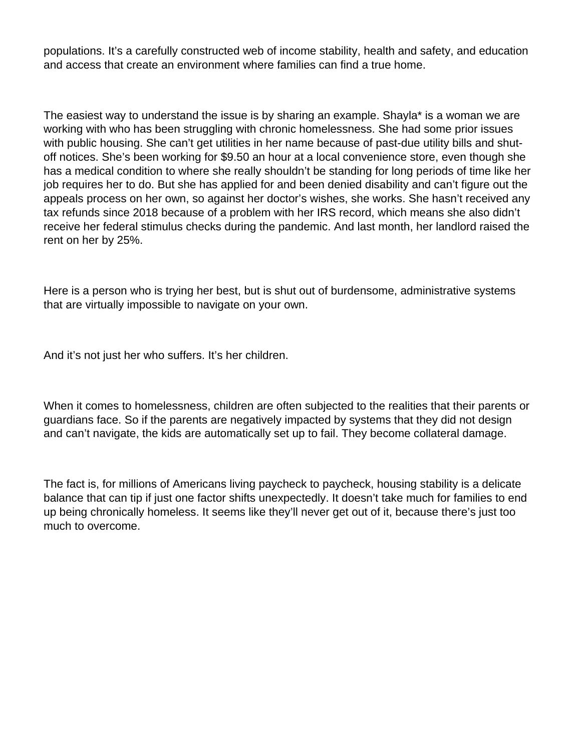populations. It's a carefully constructed web of income stability, health and safety, and education and access that create an environment where families can find a true home.

The easiest way to understand the issue is by sharing an example. Shayla* is a woman we are working with who has been struggling with chronic homelessness. She had some prior issues with public housing. She can't get utilities in her name because of past-due utility bills and shut-off notices. She's been working for $9.50 an hour at a local convenience store, even though she has a medical condition to where she really shouldn't be standing for long periods of time like her job requires her to do. But she has applied for and been denied disability and can't figure out the appeals process on her own, so against her doctor's wishes, she works. She hasn't received any tax refunds since 2018 because of a problem with her IRS record, which means she also didn't receive her federal stimulus checks during the pandemic. And last month, her landlord raised the rent on her by 25%.

Here is a person who is trying her best, but is shut out of burdensome, administrative systems that are virtually impossible to navigate on your own.

And it's not just her who suffers. It's her children.

When it comes to homelessness, children are often subjected to the realities that their parents or guardians face. So if the parents are negatively impacted by systems that they did not design and can't navigate, the kids are automatically set up to fail. They become collateral damage.

The fact is, for millions of Americans living paycheck to paycheck, housing stability is a delicate balance that can tip if just one factor shifts unexpectedly. It doesn't take much for families to end up being chronically homeless. It seems like they'll never get out of it, because there's just too much to overcome.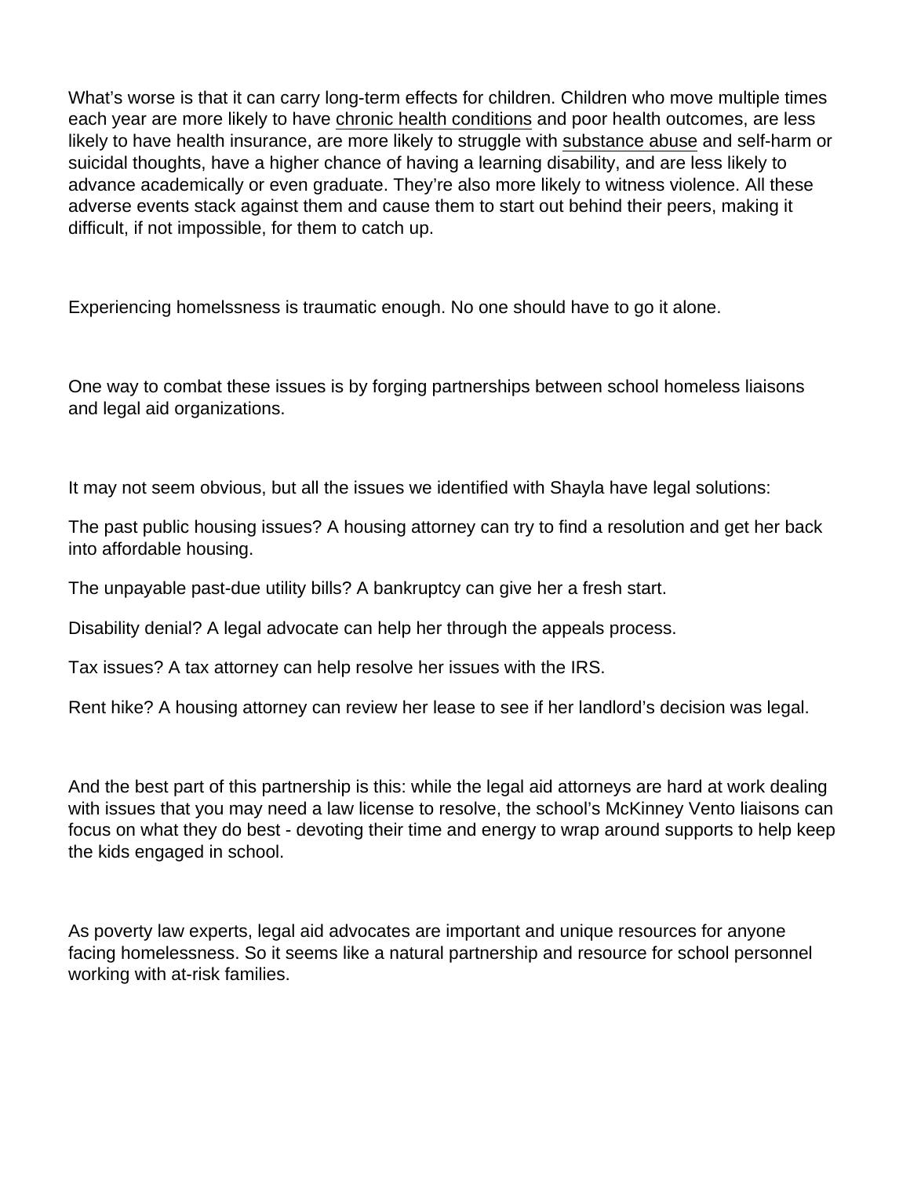What's worse is that it can carry long-term effects for children. Children who move multiple times each year are more likely to have chronic health conditions and poor health outcomes, are less likely to have health insurance, are more likely to struggle with substance abuse and self-harm or suicidal thoughts, have a higher chance of having a learning disability, and are less likely to advance academically or even graduate. They're also more likely to witness violence. All these adverse events stack against them and cause them to start out behind their peers, making it difficult, if not impossible, for them to catch up.

Experiencing homelssness is traumatic enough. No one should have to go it alone.

One way to combat these issues is by forging partnerships between school homeless liaisons and legal aid organizations.

It may not seem obvious, but all the issues we identified with Shayla have legal solutions:

The past public housing issues? A housing attorney can try to find a resolution and get her back into affordable housing.

The unpayable past-due utility bills? A bankruptcy can give her a fresh start.

Disability denial? A legal advocate can help her through the appeals process.

Tax issues? A tax attorney can help resolve her issues with the IRS.

Rent hike? A housing attorney can review her lease to see if her landlord's decision was legal.

And the best part of this partnership is this: while the legal aid attorneys are hard at work dealing with issues that you may need a law license to resolve, the school's McKinney Vento liaisons can focus on what they do best - devoting their time and energy to wrap around supports to help keep the kids engaged in school.

As poverty law experts, legal aid advocates are important and unique resources for anyone facing homelessness. So it seems like a natural partnership and resource for school personnel working with at-risk families.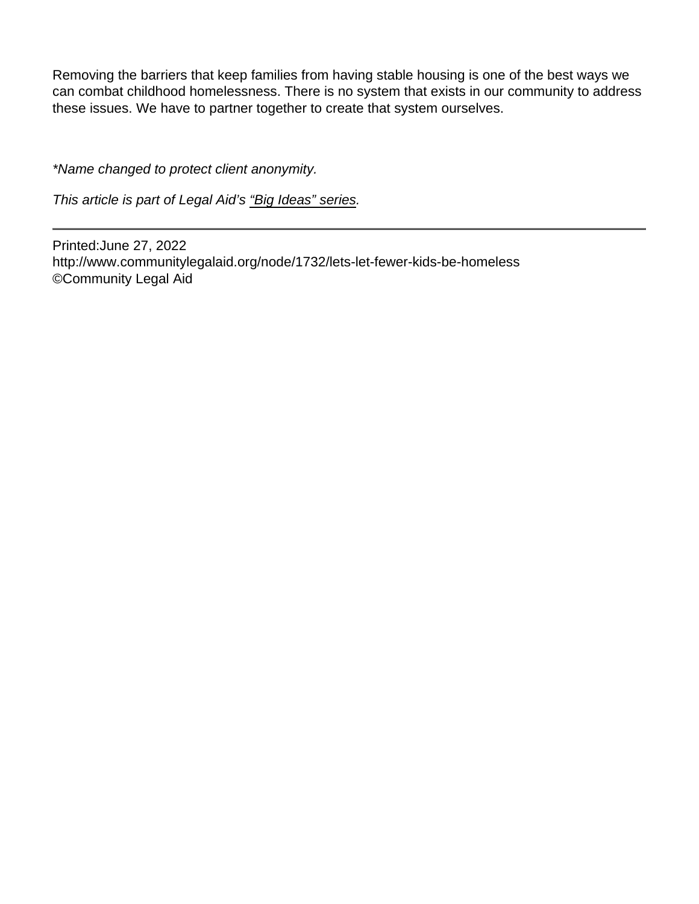Removing the barriers that keep families from having stable housing is one of the best ways we can combat childhood homelessness. There is no system that exists in our community to address these issues. We have to partner together to create that system ourselves.

*\*Name changed to protect client anonymity.*

*This article is part of Legal Aid's "Big Ideas" series.*

---

Printed:June 27, 2022
http://www.communitylegalaid.org/node/1732/lets-let-fewer-kids-be-homeless
©Community Legal Aid